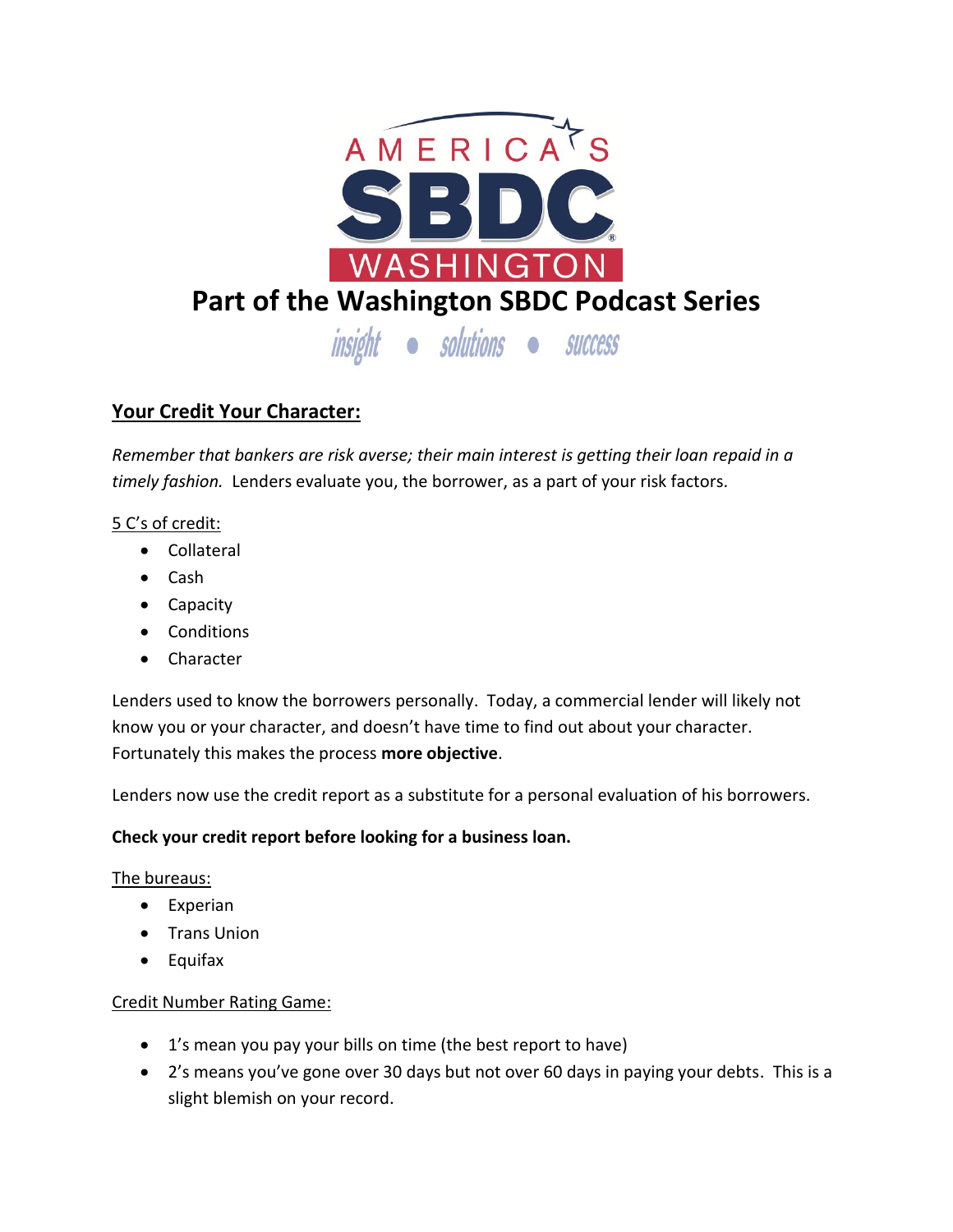# Part of the Washington SBDC Podcast Series

*insight • solutions • success*

## Your Credit Your Character:

*Remember that bankers are risk averse; their main interest is getting their loan repaid in a timely fashion.* Lenders evaluate you, the borrower, as a part of your risk factors.

5 C's of credit:

- Collateral
- Cash
- Capacity
- Conditions
- Character

Lenders used to know the borrowers personally. Today, a commercial lender will likely not know you or your character, and doesn't have time to find out about your character. Fortunately this makes the process **more objective**.

Lenders now use the credit report as a substitute for a personal evaluation of his borrowers.

**Check your credit report before looking for a business loan.**

The bureaus:

- Experian
- Trans Union
- Equifax

Credit Number Rating Game:

- 1's mean you pay your bills on time (the best report to have)
- 2's means you've gone over 30 days but not over 60 days in paying your debts. This is a slight blemish on your record.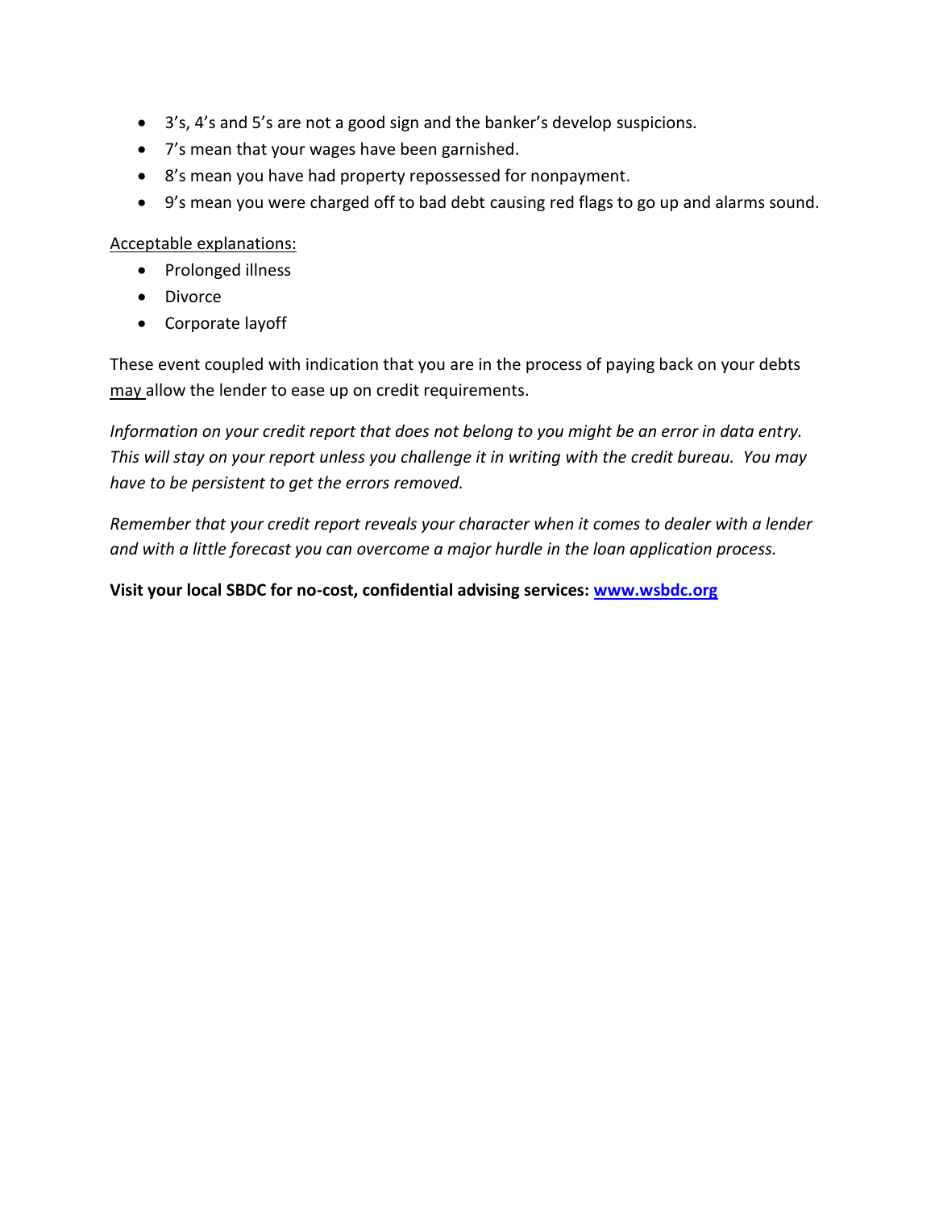- 3's, 4's and 5's are not a good sign and the banker's develop suspicions.
- 7's mean that your wages have been garnished.
- 8's mean you have had property repossessed for nonpayment.
- 9's mean you were charged off to bad debt causing red flags to go up and alarms sound.

<u>Acceptable explanations:</u>

- Prolonged illness
- Divorce
- Corporate layoff

These event coupled with indication that you are in the process of paying back on your debts <u>may</u> allow the lender to ease up on credit requirements.

*Information on your credit report that does not belong to you might be an error in data entry. This will stay on your report unless you challenge it in writing with the credit bureau. You may have to be persistent to get the errors removed.*

*Remember that your credit report reveals your character when it comes to dealer with a lender and with a little forecast you can overcome a major hurdle in the loan application process.*

**Visit your local SBDC for no-cost, confidential advising services: [www.wsbdc.org](http://www.wsbdc.org)**